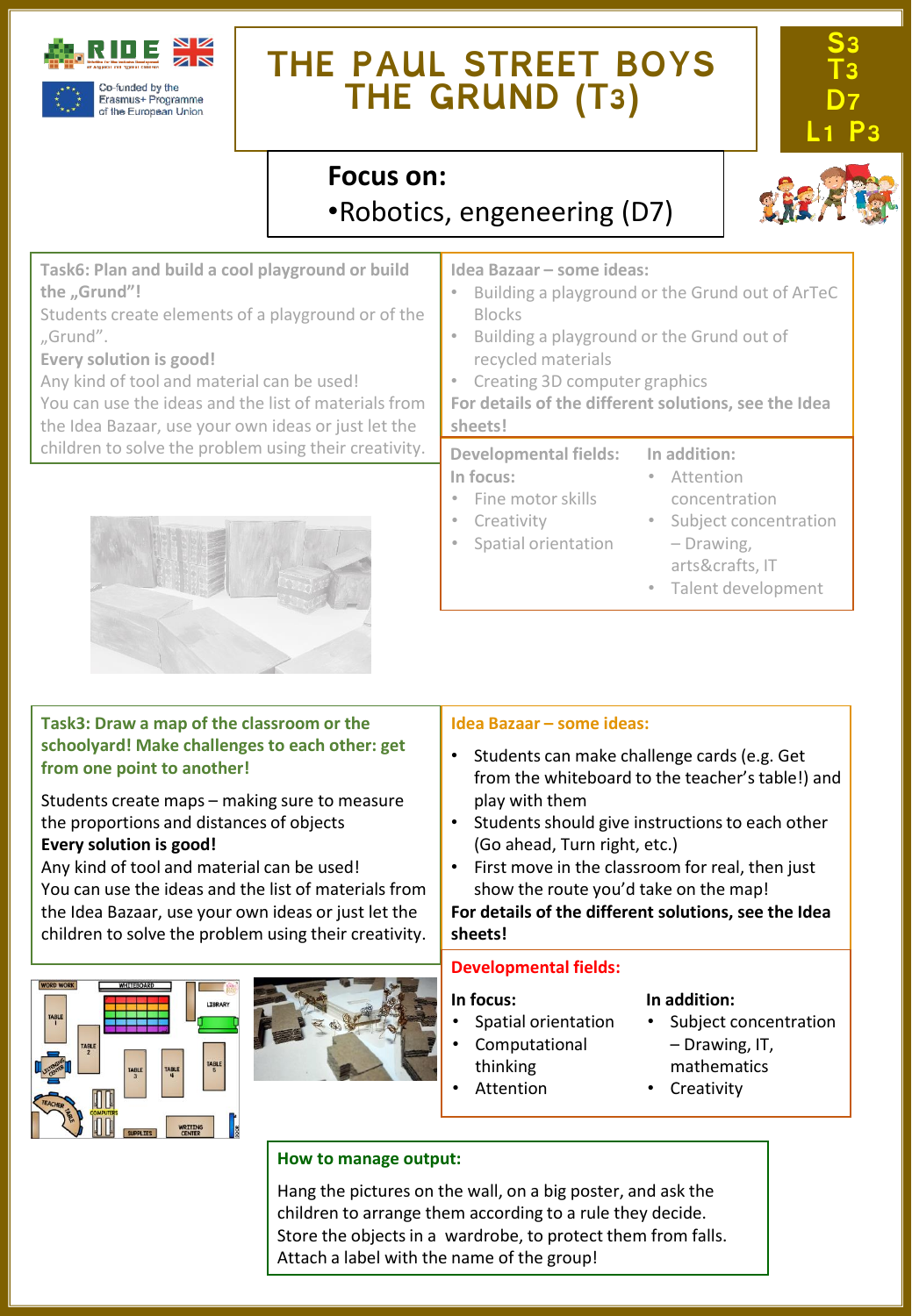# THE PAUL STREET BOYS THE GRUND (T3)

S3 T3 D7 L1 P3

RIDE

Co-funded by the Erasmus+ Programme of the European Union

## Focus on:

- Robotics, engeneering (D7)

**Task6: Plan and build a cool playground or build the „Grund"!**

Students create elements of a playground or of the „Grund".

**Every solution is good!**

Any kind of tool and material can be used!

You can use the ideas and the list of materials from the Idea Bazaar, use your own ideas or just let the children to solve the problem using their creativity.

**Idea Bazaar – some ideas:**

- Building a playground or the Grund out of ArTeC Blocks
- Building a playground or the Grund out of recycled materials
- Creating 3D computer graphics

**For details of the different solutions, see the Idea sheets!**

**Developmental fields:**

**In focus:**

- Fine motor skills
- Creativity
- Spatial orientation

**In addition:**

- Attention concentration
- Subject concentration – Drawing, arts&crafts, IT
- Talent development

**Task3: Draw a map of the classroom or the schoolyard! Make challenges to each other: get from one point to another!**

Students create maps – making sure to measure the proportions and distances of objects

**Every solution is good!**

Any kind of tool and material can be used!

You can use the ideas and the list of materials from the Idea Bazaar, use your own ideas or just let the children to solve the problem using their creativity.

**Idea Bazaar – some ideas:**

- Students can make challenge cards (e.g. Get from the whiteboard to the teacher's table!) and play with them
- Students should give instructions to each other (Go ahead, Turn right, etc.)
- First move in the classroom for real, then just show the route you'd take on the map!

**For details of the different solutions, see the Idea sheets!**

**Developmental fields:**

**In focus:**

- Spatial orientation
- Computational thinking
- Attention

**In addition:**

- Subject concentration – Drawing, IT, mathematics
- Creativity

**How to manage output:**

Hang the pictures on the wall, on a big poster, and ask the children to arrange them according to a rule they decide.
Store the objects in a wardrobe, to protect them from falls.
Attach a label with the name of the group!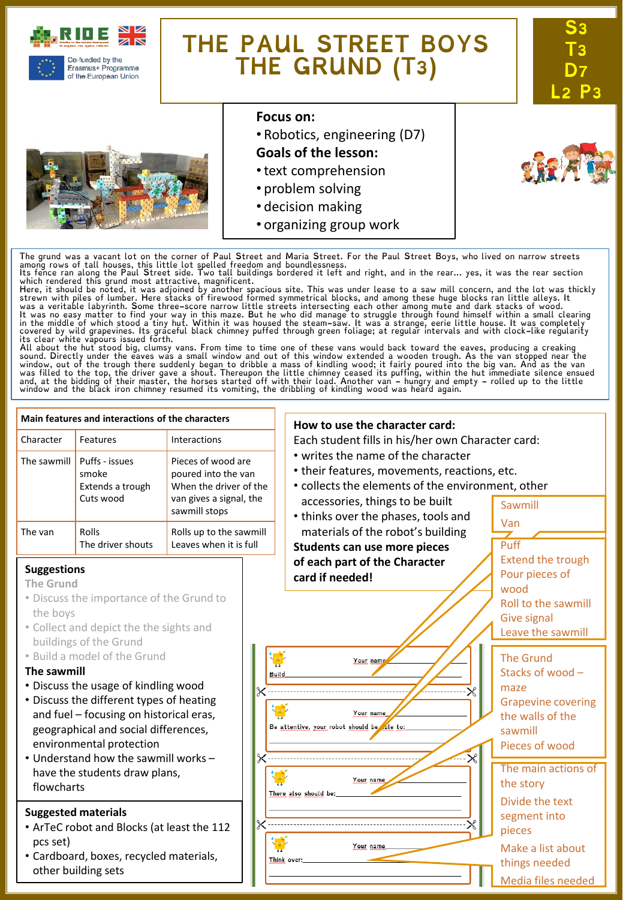Co-funded by the Erasmus+ Programme of the European Union

# THE PAUL STREET BOYS THE GRUND (T3)

S3 T3 D7 L2 P3

**Focus on:**

- Robotics, engineering (D7)

**Goals of the lesson:**

- text comprehension
- problem solving
- decision making
- organizing group work

The grund was a vacant lot on the corner of Paul Street and Maria Street. For the Paul Street Boys, who lived on narrow streets among rows of tall houses, this little lot spelled freedom and boundlessness.
Its fence ran along the Paul Street side. Two tall buildings bordered it left and right, and in the rear... yes, it was the rear section which rendered this grund most attractive, magnificent.
Here, it should be noted, it was adjoined by another spacious site. This was under lease to a saw mill concern, and the lot was thickly strewn with piles of lumber. Here stacks of firewood formed symmetrical blocks, and among these huge blocks ran little alleys. It was a veritable labyrinth. Some three-score narrow little streets intersecting each other among mute and dark stacks of wood.
It was no easy matter to find your way in this maze. But he who did manage to struggle through found himself within a small clearing in the middle of which stood a tiny hut. Within it was housed the steam-saw. It was a strange, eerie little house. It was completely covered by wild grapevines. Its graceful black chimney puffed through green foliage; at regular intervals and with clock-like regularity its clear white vapours issued forth.
All about the hut stood big, clumsy vans. From time to time one of these vans would back toward the eaves, producing a creaking sound. Directly under the eaves was a small window and out of this window extended a wooden trough. As the van stopped near the window, out of the trough there suddenly began to dribble a mass of kindling wood; it fairly poured into the big van. And as the van was filled to the top, the driver gave a shout. Thereupon the little chimney ceased its puffing, within the hut immediate silence ensued and, at the bidding of their master, the horses started off with their load. Another van – hungry and empty – rolled up to the little window and the black iron chimney resumed its vomiting, the dribbling of kindling wood was heard again.

**Main features and interactions of the characters**

| Character | Features | Interactions |
|---|---|---|
| The sawmill | Puffs - issues smoke<br>Extends a trough<br>Cuts wood | Pieces of wood are poured into the van<br>When the driver of the van gives a signal, the sawmill stops |
| The van | Rolls<br>The driver shouts | Rolls up to the sawmill<br>Leaves when it is full |

**How to use the character card:**

Each student fills in his/her own Character card:

- writes the name of the character
- their features, movements, reactions, etc.
- collects the elements of the environment, other accessories, things to be built
- thinks over the phases, tools and materials of the robot's building

**Students can use more pieces of each part of the Character card if needed!**

Sawmill
Van

Puff
Extend the trough
Pour pieces of wood
Roll to the sawmill
Give signal
Leave the sawmill

The Grund
Stacks of wood – maze
Grapevine covering the walls of the sawmill
Pieces of wood

The main actions of the story
Divide the text segment into pieces
Make a list about things needed
Media files needed

Your name ______
Build ______

Your name ______
Be attentive, your robot should be able to: ______

Your name ______
There also should be: ______

Your name ______
Think over: ______

## Suggestions

**The Grund**

- Discuss the importance of the Grund to the boys
- Collect and depict the the sights and buildings of the Grund
- Build a model of the Grund

**The sawmill**

- Discuss the usage of kindling wood
- Discuss the different types of heating and fuel – focusing on historical eras, geographical and social differences, environmental protection
- Understand how the sawmill works – have the students draw plans, flowcharts

**Suggested materials**

- ArTeC robot and Blocks (at least the 112 pcs set)
- Cardboard, boxes, recycled materials, other building sets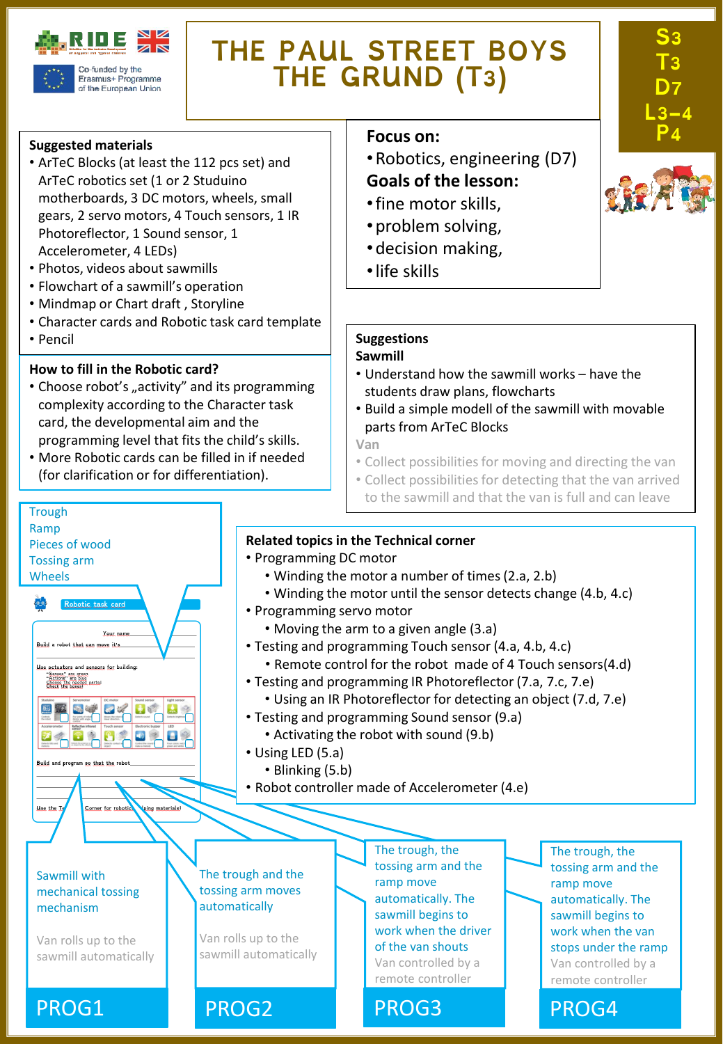# THE PAUL STREET BOYS THE GRUND (T3)

**S3 T3 D7 L3–4 P4**

### Suggested materials

- ArTeC Blocks (at least the 112 pcs set) and ArTeC robotics set (1 or 2 Studuino motherboards, 3 DC motors, wheels, small gears, 2 servo motors, 4 Touch sensors, 1 IR Photoreflector, 1 Sound sensor, 1 Accelerometer, 4 LEDs)
- Photos, videos about sawmills
- Flowchart of a sawmill's operation
- Mindmap or Chart draft , Storyline
- Character cards and Robotic task card template
- Pencil

### How to fill in the Robotic card?

- Choose robot's „activity" and its programming complexity according to the Character task card, the developmental aim and the programming level that fits the child's skills.
- More Robotic cards can be filled in if needed (for clarification or for differentiation).

### Focus on:

- Robotics, engineering (D7)

### Goals of the lesson:

- fine motor skills,
- problem solving,
- decision making,
- life skills

### Suggestions

**Sawmill**

- Understand how the sawmill works – have the students draw plans, flowcharts
- Build a simple modell of the sawmill with movable parts from ArTeC Blocks

**Van**

- Collect possibilities for moving and directing the van
- Collect possibilities for detecting that the van arrived to the sawmill and that the van is full and can leave

Trough
Ramp
Pieces of wood
Tossing arm
Wheels

### Related topics in the Technical corner

- Programming DC motor
  - Winding the motor a number of times (2.a, 2.b)
  - Winding the motor until the sensor detects change (4.b, 4.c)
- Programming servo motor
  - Moving the arm to a given angle (3.a)
- Testing and programming Touch sensor (4.a, 4.b, 4.c)
  - Remote control for the robot made of 4 Touch sensors(4.d)
- Testing and programming IR Photoreflector (7.a, 7.c, 7.e)
  - Using an IR Photoreflector for detecting an object (7.d, 7.e)
- Testing and programming Sound sensor (9.a)
  - Activating the robot with sound (9.b)
- Using LED (5.a)
  - Blinking (5.b)
- Robot controller made of Accelerometer (4.e)

**PROG1**
Sawmill with mechanical tossing mechanism
Van rolls up to the sawmill automatically

**PROG2**
The trough and the tossing arm moves automatically
Van rolls up to the sawmill automatically

**PROG3**
The trough, the tossing arm and the ramp move automatically. The sawmill begins to work when the driver of the van shouts
Van controlled by a remote controller

**PROG4**
The trough, the tossing arm and the ramp move automatically. The sawmill begins to work when the van stops under the ramp
Van controlled by a remote controller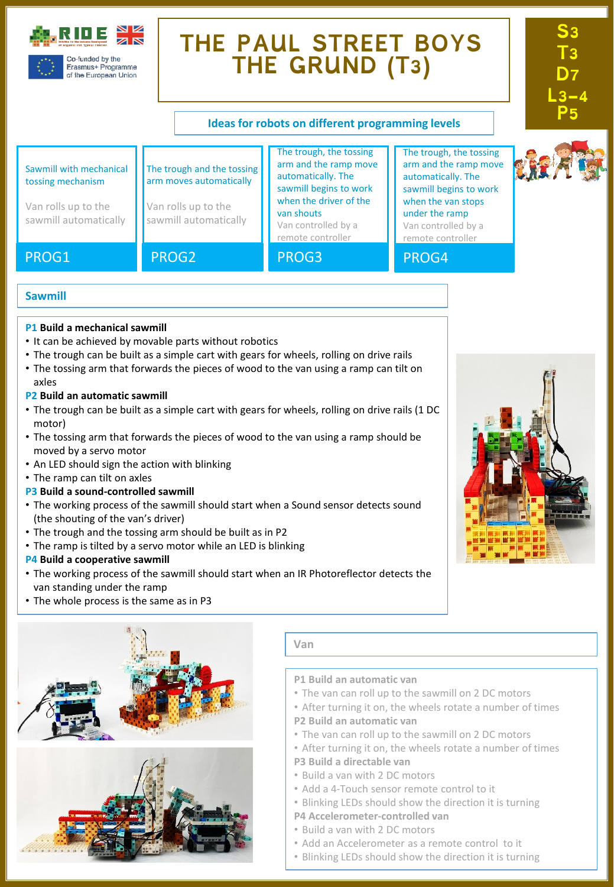RIDE

Co-funded by the Erasmus+ Programme of the European Union

# THE PAUL STREET BOYS THE GRUND (T3)

S3 T3 D7 L3–4 P5

## Ideas for robots on different programming levels

| PROG1 | PROG2 | PROG3 | PROG4 |
|---|---|---|---|
| Sawmill with mechanical tossing mechanism | The trough and the tossing arm moves automatically | The trough, the tossing arm and the ramp move automatically. The sawmill begins to work when the driver of the van shouts | The trough, the tossing arm and the ramp move automatically. The sawmill begins to work when the van stops under the ramp |
| Van rolls up to the sawmill automatically | Van rolls up to the sawmill automatically | Van controlled by a remote controller | Van controlled by a remote controller |

## Sawmill

**P1 Build a mechanical sawmill**

- It can be achieved by movable parts without robotics
- The trough can be built as a simple cart with gears for wheels, rolling on drive rails
- The tossing arm that forwards the pieces of wood to the van using a ramp can tilt on axles

**P2 Build an automatic sawmill**

- The trough can be built as a simple cart with gears for wheels, rolling on drive rails (1 DC motor)
- The tossing arm that forwards the pieces of wood to the van using a ramp should be moved by a servo motor
- An LED should sign the action with blinking
- The ramp can tilt on axles

**P3 Build a sound-controlled sawmill**

- The working process of the sawmill should start when a Sound sensor detects sound (the shouting of the van's driver)
- The trough and the tossing arm should be built as in P2
- The ramp is tilted by a servo motor while an LED is blinking

**P4 Build a cooperative sawmill**

- The working process of the sawmill should start when an IR Photoreflector detects the van standing under the ramp
- The whole process is the same as in P3

## Van

**P1 Build an automatic van**

- The van can roll up to the sawmill on 2 DC motors
- After turning it on, the wheels rotate a number of times

**P2 Build an automatic van**

- The van can roll up to the sawmill on 2 DC motors
- After turning it on, the wheels rotate a number of times

**P3 Build a directable van**

- Build a van with 2 DC motors
- Add a 4-Touch sensor remote control to it
- Blinking LEDs should show the direction it is turning

**P4 Accelerometer-controlled van**

- Build a van with 2 DC motors
- Add an Accelerometer as a remote control to it
- Blinking LEDs should show the direction it is turning